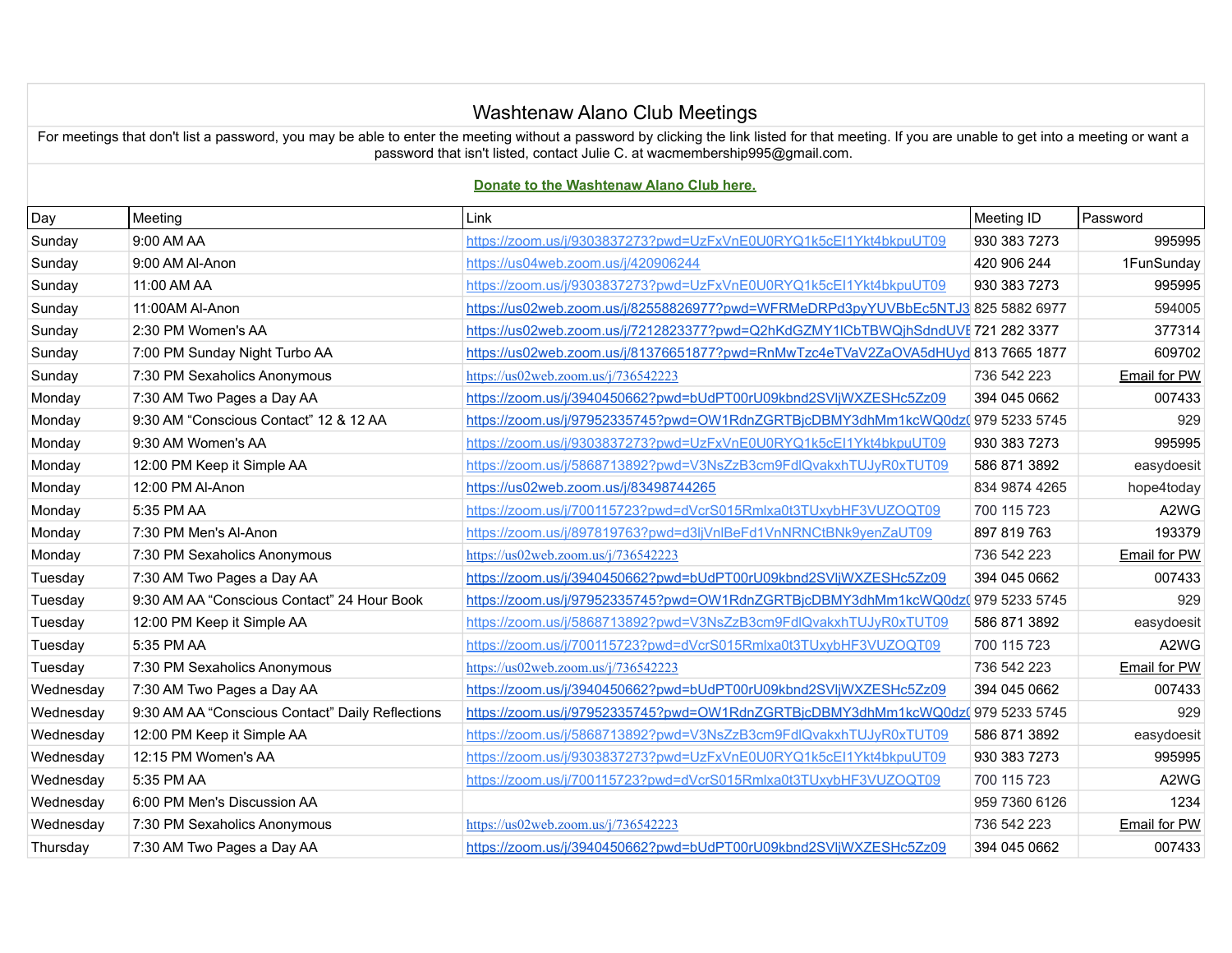# Washtenaw Alano Club Meetings

For meetings that don't list a password, you may be able to enter the meeting without a password by clicking the link listed for that meeting. If you are unable to get into a meeting or want a password that isn't listed, contact Julie C. at wacmembership995@gmail.com.

**Donate to the Washtenaw Alano Club here.**

| Day | Meeting | Link | Meeting ID | Password |
|---|---|---|---|---|
| Sunday | 9:00 AM AA | https://zoom.us/j/9303837273?pwd=UzFxVnE0U0RYQ1k5cEI1Ykt4bkpuUT09 | 930 383 7273 | 995995 |
| Sunday | 9:00 AM Al-Anon | https://us04web.zoom.us/j/420906244 | 420 906 244 | 1FunSunday |
| Sunday | 11:00 AM AA | https://zoom.us/j/9303837273?pwd=UzFxVnE0U0RYQ1k5cEI1Ykt4bkpuUT09 | 930 383 7273 | 995995 |
| Sunday | 11:00AM Al-Anon | https://us02web.zoom.us/j/82558826977?pwd=WFRMeDRPd3pyYUVBbEc5NTJ3 | 825 5882 6977 | 594005 |
| Sunday | 2:30 PM Women's AA | https://us02web.zoom.us/j/7212823377?pwd=Q2hKdGZMY1lCbTBWQjhSdndUVE | 721 282 3377 | 377314 |
| Sunday | 7:00 PM Sunday Night Turbo AA | https://us02web.zoom.us/j/81376651877?pwd=RnMwTzc4eTVaV2ZaOVA5dHUyd | 813 7665 1877 | 609702 |
| Sunday | 7:30 PM Sexaholics Anonymous | https://us02web.zoom.us/j/736542223 | 736 542 223 | Email for PW |
| Monday | 7:30 AM Two Pages a Day AA | https://zoom.us/j/3940450662?pwd=bUdPT00rU09kbnd2SVljWXZESHc5Zz09 | 394 045 0662 | 007433 |
| Monday | 9:30 AM “Conscious Contact” 12 & 12 AA | https://zoom.us/j/97952335745?pwd=OW1RdnZGRTBjcDBMY3dhMm1kcWQ0dz( | 979 5233 5745 | 929 |
| Monday | 9:30 AM Women's AA | https://zoom.us/j/9303837273?pwd=UzFxVnE0U0RYQ1k5cEI1Ykt4bkpuUT09 | 930 383 7273 | 995995 |
| Monday | 12:00 PM Keep it Simple AA | https://zoom.us/j/5868713892?pwd=V3NsZzB3cm9FdlQvakxhTUJyR0xTUT09 | 586 871 3892 | easydoesit |
| Monday | 12:00 PM Al-Anon | https://us02web.zoom.us/j/83498744265 | 834 9874 4265 | hope4today |
| Monday | 5:35 PM AA | https://zoom.us/j/700115723?pwd=dVcrS015Rmlxa0t3TUxybHF3VUZOQT09 | 700 115 723 | A2WG |
| Monday | 7:30 PM Men's Al-Anon | https://zoom.us/j/897819763?pwd=d3ljVnlBeFd1VnNRNCtBNk9yenZaUT09 | 897 819 763 | 193379 |
| Monday | 7:30 PM Sexaholics Anonymous | https://us02web.zoom.us/j/736542223 | 736 542 223 | Email for PW |
| Tuesday | 7:30 AM Two Pages a Day AA | https://zoom.us/j/3940450662?pwd=bUdPT00rU09kbnd2SVljWXZESHc5Zz09 | 394 045 0662 | 007433 |
| Tuesday | 9:30 AM AA “Conscious Contact” 24 Hour Book | https://zoom.us/j/97952335745?pwd=OW1RdnZGRTBjcDBMY3dhMm1kcWQ0dz( | 979 5233 5745 | 929 |
| Tuesday | 12:00 PM Keep it Simple AA | https://zoom.us/j/5868713892?pwd=V3NsZzB3cm9FdlQvakxhTUJyR0xTUT09 | 586 871 3892 | easydoesit |
| Tuesday | 5:35 PM AA | https://zoom.us/j/700115723?pwd=dVcrS015Rmlxa0t3TUxybHF3VUZOQT09 | 700 115 723 | A2WG |
| Tuesday | 7:30 PM Sexaholics Anonymous | https://us02web.zoom.us/j/736542223 | 736 542 223 | Email for PW |
| Wednesday | 7:30 AM Two Pages a Day AA | https://zoom.us/j/3940450662?pwd=bUdPT00rU09kbnd2SVljWXZESHc5Zz09 | 394 045 0662 | 007433 |
| Wednesday | 9:30 AM AA “Conscious Contact” Daily Reflections | https://zoom.us/j/97952335745?pwd=OW1RdnZGRTBjcDBMY3dhMm1kcWQ0dz( | 979 5233 5745 | 929 |
| Wednesday | 12:00 PM Keep it Simple AA | https://zoom.us/j/5868713892?pwd=V3NsZzB3cm9FdlQvakxhTUJyR0xTUT09 | 586 871 3892 | easydoesit |
| Wednesday | 12:15 PM Women's AA | https://zoom.us/j/9303837273?pwd=UzFxVnE0U0RYQ1k5cEI1Ykt4bkpuUT09 | 930 383 7273 | 995995 |
| Wednesday | 5:35 PM AA | https://zoom.us/j/700115723?pwd=dVcrS015Rmlxa0t3TUxybHF3VUZOQT09 | 700 115 723 | A2WG |
| Wednesday | 6:00 PM Men's Discussion AA | | 959 7360 6126 | 1234 |
| Wednesday | 7:30 PM Sexaholics Anonymous | https://us02web.zoom.us/j/736542223 | 736 542 223 | Email for PW |
| Thursday | 7:30 AM Two Pages a Day AA | https://zoom.us/j/3940450662?pwd=bUdPT00rU09kbnd2SVljWXZESHc5Zz09 | 394 045 0662 | 007433 |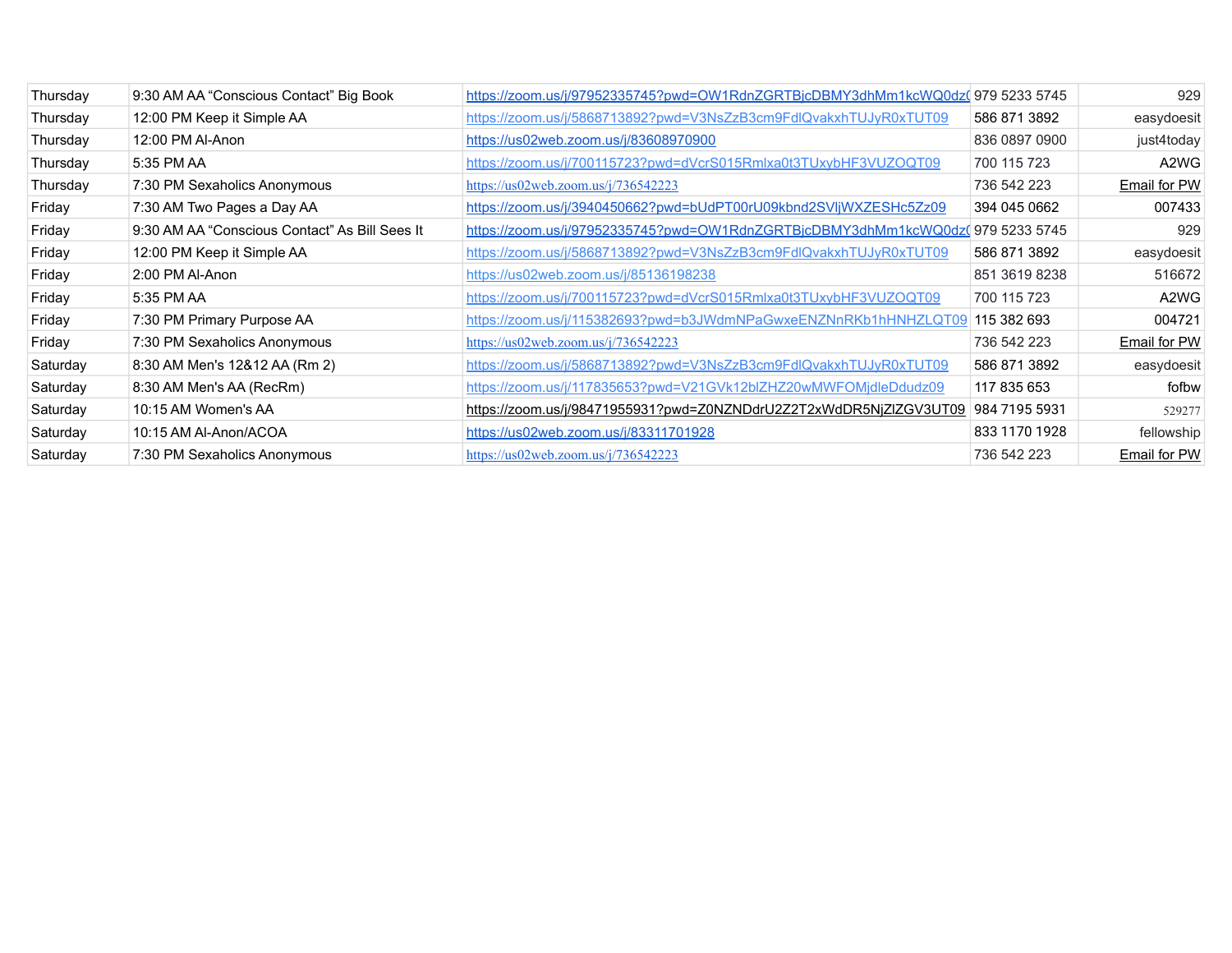| | | | | |
|---|---|---|---|---|
| Thursday | 9:30 AM AA “Conscious Contact” Big Book | https://zoom.us/j/97952335745?pwd=OW1RdnZGRTBjcDBMY3dhMm1kcWQ0dz( | 979 5233 5745 | 929 |
| Thursday | 12:00 PM Keep it Simple AA | https://zoom.us/j/5868713892?pwd=V3NsZzB3cm9FdlQvakxhTUJyR0xTUT09 | 586 871 3892 | easydoesit |
| Thursday | 12:00 PM Al-Anon | https://us02web.zoom.us/j/83608970900 | 836 0897 0900 | just4today |
| Thursday | 5:35 PM AA | https://zoom.us/j/700115723?pwd=dVcrS015Rmlxa0t3TUxybHF3VUZOQT09 | 700 115 723 | A2WG |
| Thursday | 7:30 PM Sexaholics Anonymous | https://us02web.zoom.us/j/736542223 | 736 542 223 | Email for PW |
| Friday | 7:30 AM Two Pages a Day AA | https://zoom.us/j/3940450662?pwd=bUdPT00rU09kbnd2SVljWXZESHc5Zz09 | 394 045 0662 | 007433 |
| Friday | 9:30 AM AA “Conscious Contact” As Bill Sees It | https://zoom.us/j/97952335745?pwd=OW1RdnZGRTBjcDBMY3dhMm1kcWQ0dz( | 979 5233 5745 | 929 |
| Friday | 12:00 PM Keep it Simple AA | https://zoom.us/j/5868713892?pwd=V3NsZzB3cm9FdlQvakxhTUJyR0xTUT09 | 586 871 3892 | easydoesit |
| Friday | 2:00 PM Al-Anon | https://us02web.zoom.us/j/85136198238 | 851 3619 8238 | 516672 |
| Friday | 5:35 PM AA | https://zoom.us/j/700115723?pwd=dVcrS015Rmlxa0t3TUxybHF3VUZOQT09 | 700 115 723 | A2WG |
| Friday | 7:30 PM Primary Purpose AA | https://zoom.us/j/115382693?pwd=b3JWdmNPaGwxeENZNnRKb1hHNHZLQT09 | 115 382 693 | 004721 |
| Friday | 7:30 PM Sexaholics Anonymous | https://us02web.zoom.us/j/736542223 | 736 542 223 | Email for PW |
| Saturday | 8:30 AM Men's 12&12 AA (Rm 2) | https://zoom.us/j/5868713892?pwd=V3NsZzB3cm9FdlQvakxhTUJyR0xTUT09 | 586 871 3892 | easydoesit |
| Saturday | 8:30 AM Men's AA (RecRm) | https://zoom.us/j/117835653?pwd=V21GVk12blZHZ20wMWFOMjdleDdudz09 | 117 835 653 | fofbw |
| Saturday | 10:15 AM Women's AA | https://zoom.us/j/98471955931?pwd=Z0NZNDdrU2Z2T2xWdDR5NjZlZGV3UT09 | 984 7195 5931 | 529277 |
| Saturday | 10:15 AM Al-Anon/ACOA | https://us02web.zoom.us/j/83311701928 | 833 1170 1928 | fellowship |
| Saturday | 7:30 PM Sexaholics Anonymous | https://us02web.zoom.us/j/736542223 | 736 542 223 | Email for PW |